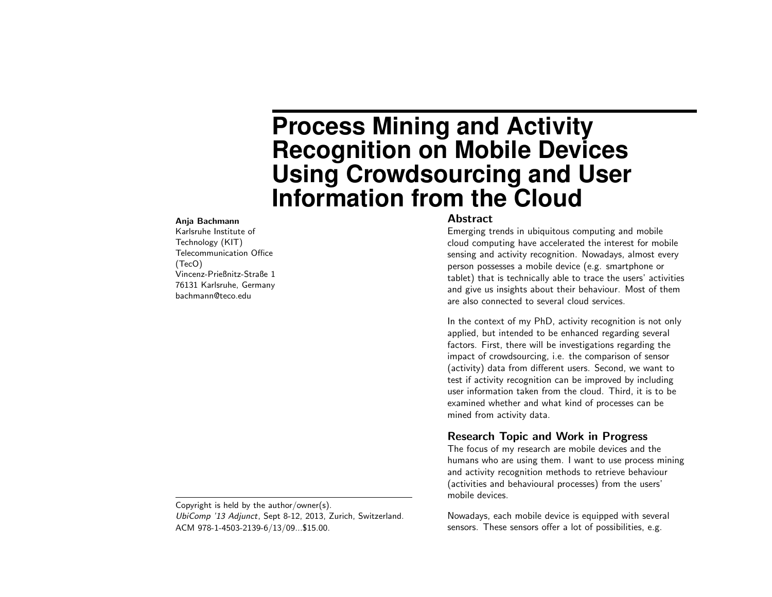# Process Mining and Activity Recognition on Mobile Devices Using Crowdsourcing and User Information from the Cloud

**Anja Bachmann**
Karlsruhe Institute of Technology (KIT)
Telecommunication Office (TecO)
Vincenz-Prießnitz-Straße 1
76131 Karlsruhe, Germany
bachmann@teco.edu

Copyright is held by the author/owner(s).
*UbiComp '13 Adjunct*, Sept 8-12, 2013, Zurich, Switzerland.
ACM 978-1-4503-2139-6/13/09...$15.00.

## Abstract

Emerging trends in ubiquitous computing and mobile cloud computing have accelerated the interest for mobile sensing and activity recognition. Nowadays, almost every person possesses a mobile device (e.g. smartphone or tablet) that is technically able to trace the users' activities and give us insights about their behaviour. Most of them are also connected to several cloud services.

In the context of my PhD, activity recognition is not only applied, but intended to be enhanced regarding several factors. First, there will be investigations regarding the impact of crowdsourcing, i.e. the comparison of sensor (activity) data from different users. Second, we want to test if activity recognition can be improved by including user information taken from the cloud. Third, it is to be examined whether and what kind of processes can be mined from activity data.

## Research Topic and Work in Progress

The focus of my research are mobile devices and the humans who are using them. I want to use process mining and activity recognition methods to retrieve behaviour (activities and behavioural processes) from the users' mobile devices.

Nowadays, each mobile device is equipped with several sensors. These sensors offer a lot of possibilities, e.g.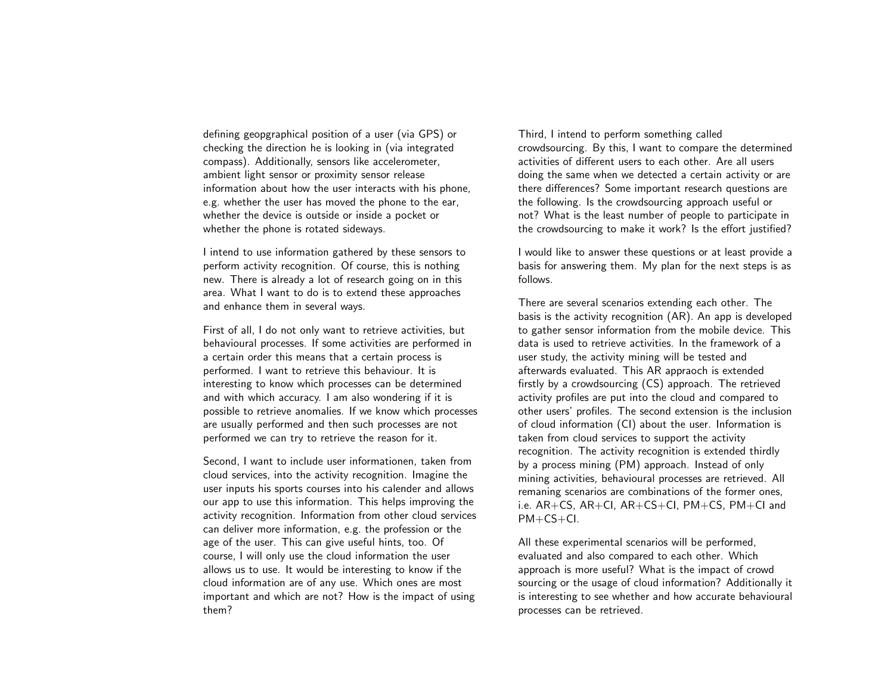defining geopgraphical position of a user (via GPS) or checking the direction he is looking in (via integrated compass). Additionally, sensors like accelerometer, ambient light sensor or proximity sensor release information about how the user interacts with his phone, e.g. whether the user has moved the phone to the ear, whether the device is outside or inside a pocket or whether the phone is rotated sideways.

I intend to use information gathered by these sensors to perform activity recognition. Of course, this is nothing new. There is already a lot of research going on in this area. What I want to do is to extend these approaches and enhance them in several ways.

First of all, I do not only want to retrieve activities, but behavioural processes. If some activities are performed in a certain order this means that a certain process is performed. I want to retrieve this behaviour. It is interesting to know which processes can be determined and with which accuracy. I am also wondering if it is possible to retrieve anomalies. If we know which processes are usually performed and then such processes are not performed we can try to retrieve the reason for it.

Second, I want to include user informationen, taken from cloud services, into the activity recognition. Imagine the user inputs his sports courses into his calender and allows our app to use this information. This helps improving the activity recognition. Information from other cloud services can deliver more information, e.g. the profession or the age of the user. This can give useful hints, too. Of course, I will only use the cloud information the user allows us to use. It would be interesting to know if the cloud information are of any use. Which ones are most important and which are not? How is the impact of using them?

Third, I intend to perform something called crowdsourcing. By this, I want to compare the determined activities of different users to each other. Are all users doing the same when we detected a certain activity or are there differences? Some important research questions are the following. Is the crowdsourcing approach useful or not? What is the least number of people to participate in the crowdsourcing to make it work? Is the effort justified?

I would like to answer these questions or at least provide a basis for answering them. My plan for the next steps is as follows.

There are several scenarios extending each other. The basis is the activity recognition (AR). An app is developed to gather sensor information from the mobile device. This data is used to retrieve activities. In the framework of a user study, the activity mining will be tested and afterwards evaluated. This AR appraoch is extended firstly by a crowdsourcing (CS) approach. The retrieved activity profiles are put into the cloud and compared to other users' profiles. The second extension is the inclusion of cloud information (CI) about the user. Information is taken from cloud services to support the activity recognition. The activity recognition is extended thirdly by a process mining (PM) approach. Instead of only mining activities, behavioural processes are retrieved. All remaning scenarios are combinations of the former ones, i.e. AR+CS, AR+CI, AR+CS+CI, PM+CS, PM+CI and PM+CS+CI.

All these experimental scenarios will be performed, evaluated and also compared to each other. Which approach is more useful? What is the impact of crowd sourcing or the usage of cloud information? Additionally it is interesting to see whether and how accurate behavioural processes can be retrieved.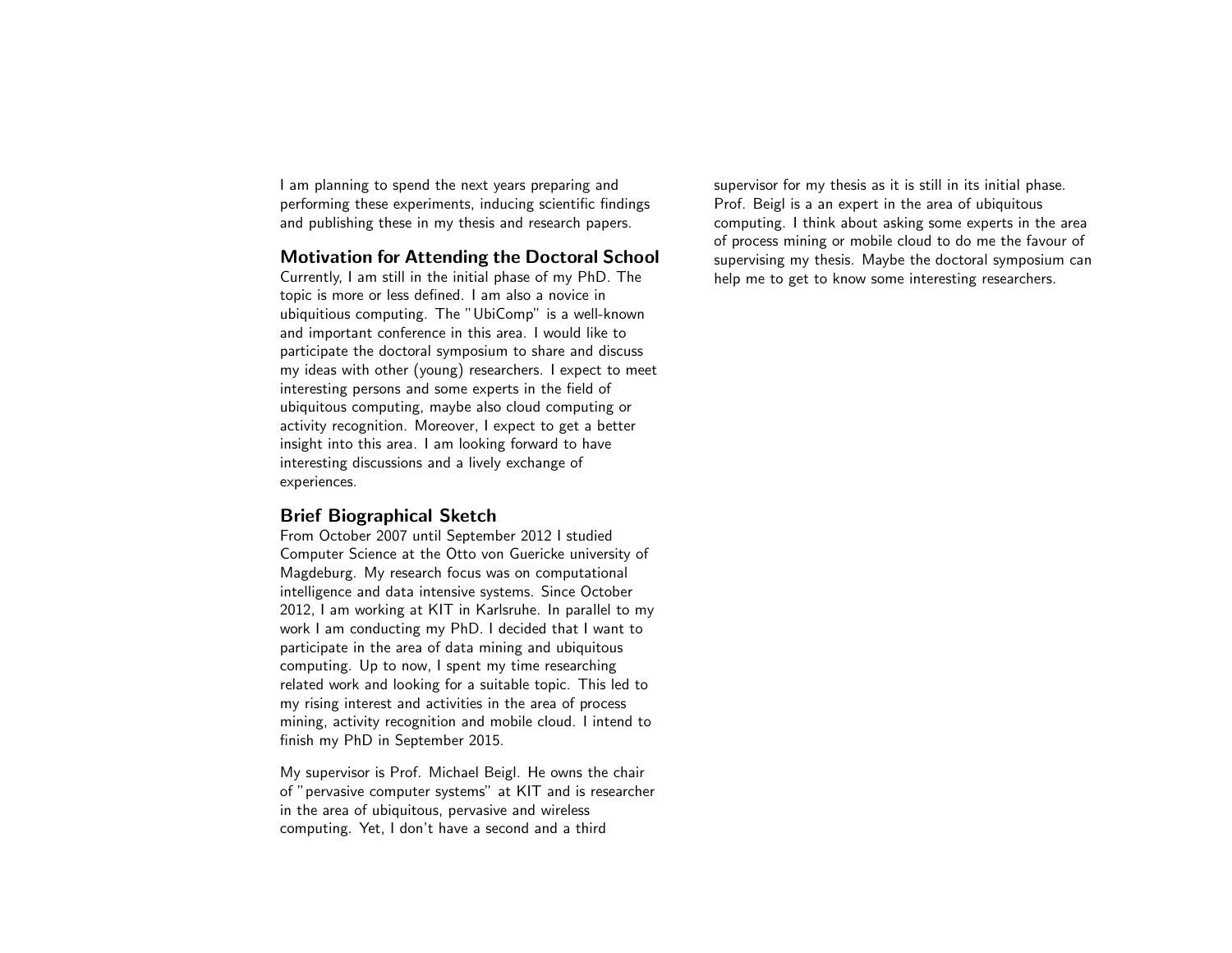I am planning to spend the next years preparing and performing these experiments, inducing scientific findings and publishing these in my thesis and research papers.

## Motivation for Attending the Doctoral School

Currently, I am still in the initial phase of my PhD. The topic is more or less defined. I am also a novice in ubiquitious computing. The "UbiComp" is a well-known and important conference in this area. I would like to participate the doctoral symposium to share and discuss my ideas with other (young) researchers. I expect to meet interesting persons and some experts in the field of ubiquitous computing, maybe also cloud computing or activity recognition. Moreover, I expect to get a better insight into this area. I am looking forward to have interesting discussions and a lively exchange of experiences.

## Brief Biographical Sketch

From October 2007 until September 2012 I studied Computer Science at the Otto von Guericke university of Magdeburg. My research focus was on computational intelligence and data intensive systems. Since October 2012, I am working at KIT in Karlsruhe. In parallel to my work I am conducting my PhD. I decided that I want to participate in the area of data mining and ubiquitous computing. Up to now, I spent my time researching related work and looking for a suitable topic. This led to my rising interest and activities in the area of process mining, activity recognition and mobile cloud. I intend to finish my PhD in September 2015.

My supervisor is Prof. Michael Beigl. He owns the chair of "pervasive computer systems" at KIT and is researcher in the area of ubiquitous, pervasive and wireless computing. Yet, I don't have a second and a third supervisor for my thesis as it is still in its initial phase. Prof. Beigl is a an expert in the area of ubiquitous computing. I think about asking some experts in the area of process mining or mobile cloud to do me the favour of supervising my thesis. Maybe the doctoral symposium can help me to get to know some interesting researchers.